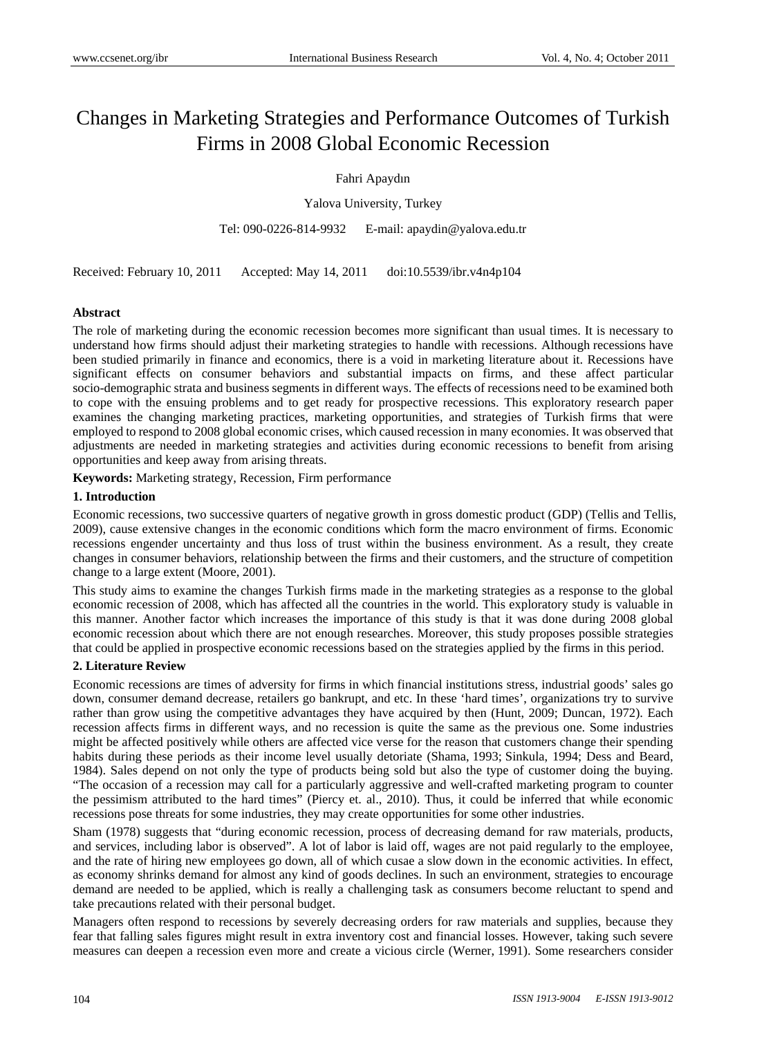# Changes in Marketing Strategies and Performance Outcomes of Turkish Firms in 2008 Global Economic Recession

Fahri Apaydın

Yalova University, Turkey

Tel: 090-0226-814-9932 E-mail: apaydin@yalova.edu.tr

Received: February 10, 2011 Accepted: May 14, 2011 doi:10.5539/ibr.v4n4p104

**Abstract**

The role of marketing during the economic recession becomes more significant than usual times. It is necessary to understand how firms should adjust their marketing strategies to handle with recessions. Although recessions have been studied primarily in finance and economics, there is a void in marketing literature about it. Recessions have significant effects on consumer behaviors and substantial impacts on firms, and these affect particular socio-demographic strata and business segments in different ways. The effects of recessions need to be examined both to cope with the ensuing problems and to get ready for prospective recessions. This exploratory research paper examines the changing marketing practices, marketing opportunities, and strategies of Turkish firms that were employed to respond to 2008 global economic crises, which caused recession in many economies. It was observed that adjustments are needed in marketing strategies and activities during economic recessions to benefit from arising opportunities and keep away from arising threats.

**Keywords:** Marketing strategy, Recession, Firm performance

## 1. Introduction

Economic recessions, two successive quarters of negative growth in gross domestic product (GDP) (Tellis and Tellis, 2009), cause extensive changes in the economic conditions which form the macro environment of firms. Economic recessions engender uncertainty and thus loss of trust within the business environment. As a result, they create changes in consumer behaviors, relationship between the firms and their customers, and the structure of competition change to a large extent (Moore, 2001).

This study aims to examine the changes Turkish firms made in the marketing strategies as a response to the global economic recession of 2008, which has affected all the countries in the world. This exploratory study is valuable in this manner. Another factor which increases the importance of this study is that it was done during 2008 global economic recession about which there are not enough researches. Moreover, this study proposes possible strategies that could be applied in prospective economic recessions based on the strategies applied by the firms in this period.

## 2. Literature Review

Economic recessions are times of adversity for firms in which financial institutions stress, industrial goods' sales go down, consumer demand decrease, retailers go bankrupt, and etc. In these 'hard times', organizations try to survive rather than grow using the competitive advantages they have acquired by then (Hunt, 2009; Duncan, 1972). Each recession affects firms in different ways, and no recession is quite the same as the previous one. Some industries might be affected positively while others are affected vice verse for the reason that customers change their spending habits during these periods as their income level usually detoriate (Shama, 1993; Sinkula, 1994; Dess and Beard, 1984). Sales depend on not only the type of products being sold but also the type of customer doing the buying. "The occasion of a recession may call for a particularly aggressive and well-crafted marketing program to counter the pessimism attributed to the hard times" (Piercy et. al., 2010). Thus, it could be inferred that while economic recessions pose threats for some industries, they may create opportunities for some other industries.

Sham (1978) suggests that "during economic recession, process of decreasing demand for raw materials, products, and services, including labor is observed". A lot of labor is laid off, wages are not paid regularly to the employee, and the rate of hiring new employees go down, all of which cusae a slow down in the economic activities. In effect, as economy shrinks demand for almost any kind of goods declines. In such an environment, strategies to encourage demand are needed to be applied, which is really a challenging task as consumers become reluctant to spend and take precautions related with their personal budget.

Managers often respond to recessions by severely decreasing orders for raw materials and supplies, because they fear that falling sales figures might result in extra inventory cost and financial losses. However, taking such severe measures can deepen a recession even more and create a vicious circle (Werner, 1991). Some researchers consider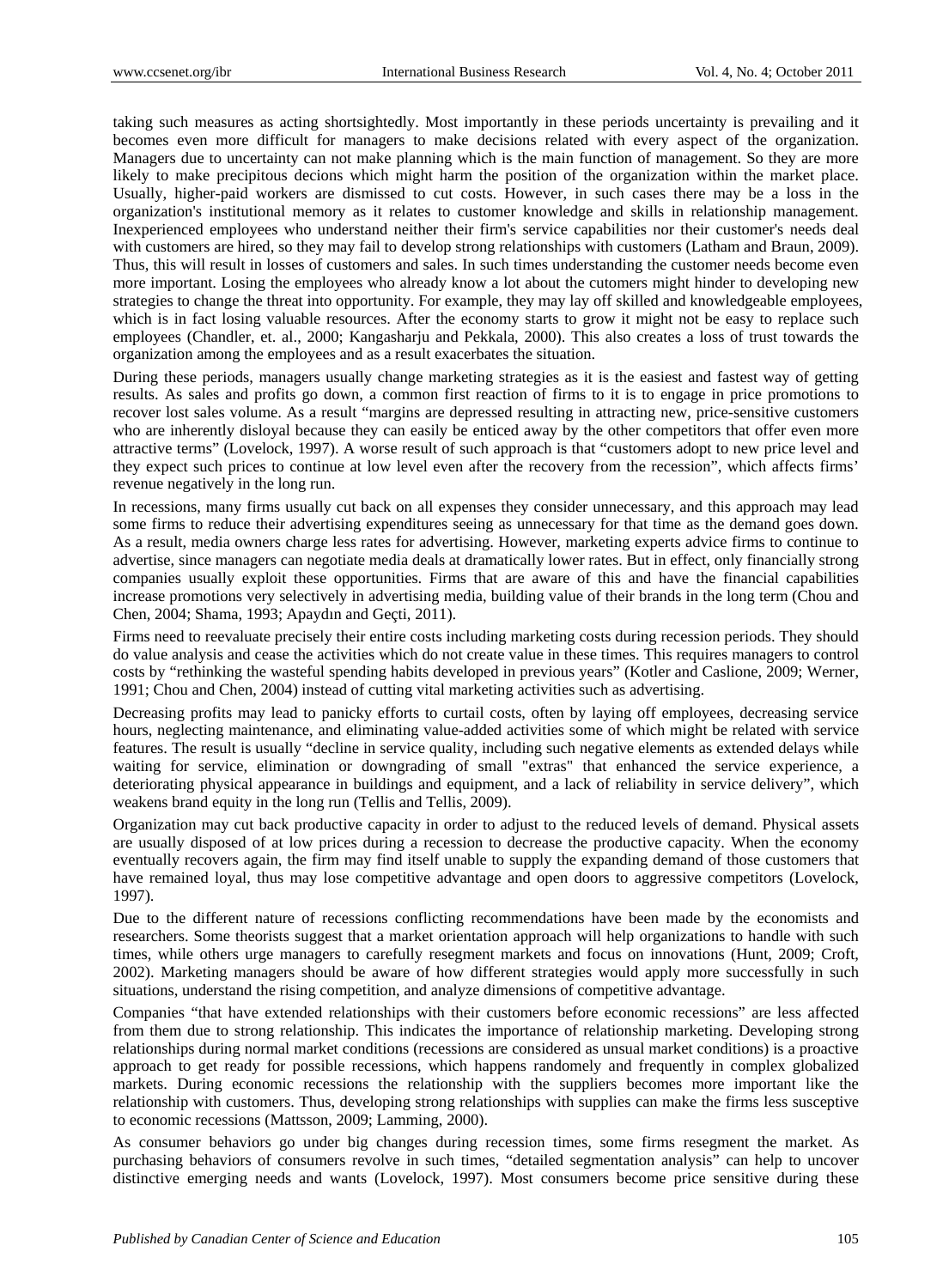taking such measures as acting shortsightedly. Most importantly in these periods uncertainty is prevailing and it becomes even more difficult for managers to make decisions related with every aspect of the organization. Managers due to uncertainty can not make planning which is the main function of management. So they are more likely to make precipitous decions which might harm the position of the organization within the market place. Usually, higher-paid workers are dismissed to cut costs. However, in such cases there may be a loss in the organization's institutional memory as it relates to customer knowledge and skills in relationship management. Inexperienced employees who understand neither their firm's service capabilities nor their customer's needs deal with customers are hired, so they may fail to develop strong relationships with customers (Latham and Braun, 2009). Thus, this will result in losses of customers and sales. In such times understanding the customer needs become even more important. Losing the employees who already know a lot about the cutomers might hinder to developing new strategies to change the threat into opportunity. For example, they may lay off skilled and knowledgeable employees, which is in fact losing valuable resources. After the economy starts to grow it might not be easy to replace such employees (Chandler, et. al., 2000; Kangasharju and Pekkala, 2000). This also creates a loss of trust towards the organization among the employees and as a result exacerbates the situation.

During these periods, managers usually change marketing strategies as it is the easiest and fastest way of getting results. As sales and profits go down, a common first reaction of firms to it is to engage in price promotions to recover lost sales volume. As a result "margins are depressed resulting in attracting new, price-sensitive customers who are inherently disloyal because they can easily be enticed away by the other competitors that offer even more attractive terms" (Lovelock, 1997). A worse result of such approach is that "customers adopt to new price level and they expect such prices to continue at low level even after the recovery from the recession", which affects firms' revenue negatively in the long run.

In recessions, many firms usually cut back on all expenses they consider unnecessary, and this approach may lead some firms to reduce their advertising expenditures seeing as unnecessary for that time as the demand goes down. As a result, media owners charge less rates for advertising. However, marketing experts advice firms to continue to advertise, since managers can negotiate media deals at dramatically lower rates. But in effect, only financially strong companies usually exploit these opportunities. Firms that are aware of this and have the financial capabilities increase promotions very selectively in advertising media, building value of their brands in the long term (Chou and Chen, 2004; Shama, 1993; Apaydın and Geçti, 2011).

Firms need to reevaluate precisely their entire costs including marketing costs during recession periods. They should do value analysis and cease the activities which do not create value in these times. This requires managers to control costs by "rethinking the wasteful spending habits developed in previous years" (Kotler and Caslione, 2009; Werner, 1991; Chou and Chen, 2004) instead of cutting vital marketing activities such as advertising.

Decreasing profits may lead to panicky efforts to curtail costs, often by laying off employees, decreasing service hours, neglecting maintenance, and eliminating value-added activities some of which might be related with service features. The result is usually "decline in service quality, including such negative elements as extended delays while waiting for service, elimination or downgrading of small "extras" that enhanced the service experience, a deteriorating physical appearance in buildings and equipment, and a lack of reliability in service delivery", which weakens brand equity in the long run (Tellis and Tellis, 2009).

Organization may cut back productive capacity in order to adjust to the reduced levels of demand. Physical assets are usually disposed of at low prices during a recession to decrease the productive capacity. When the economy eventually recovers again, the firm may find itself unable to supply the expanding demand of those customers that have remained loyal, thus may lose competitive advantage and open doors to aggressive competitors (Lovelock, 1997).

Due to the different nature of recessions conflicting recommendations have been made by the economists and researchers. Some theorists suggest that a market orientation approach will help organizations to handle with such times, while others urge managers to carefully resegment markets and focus on innovations (Hunt, 2009; Croft, 2002). Marketing managers should be aware of how different strategies would apply more successfully in such situations, understand the rising competition, and analyze dimensions of competitive advantage.

Companies "that have extended relationships with their customers before economic recessions" are less affected from them due to strong relationship. This indicates the importance of relationship marketing. Developing strong relationships during normal market conditions (recessions are considered as unsual market conditions) is a proactive approach to get ready for possible recessions, which happens randomely and frequently in complex globalized markets. During economic recessions the relationship with the suppliers becomes more important like the relationship with customers. Thus, developing strong relationships with supplies can make the firms less susceptive to economic recessions (Mattsson, 2009; Lamming, 2000).

As consumer behaviors go under big changes during recession times, some firms resegment the market. As purchasing behaviors of consumers revolve in such times, "detailed segmentation analysis" can help to uncover distinctive emerging needs and wants (Lovelock, 1997). Most consumers become price sensitive during these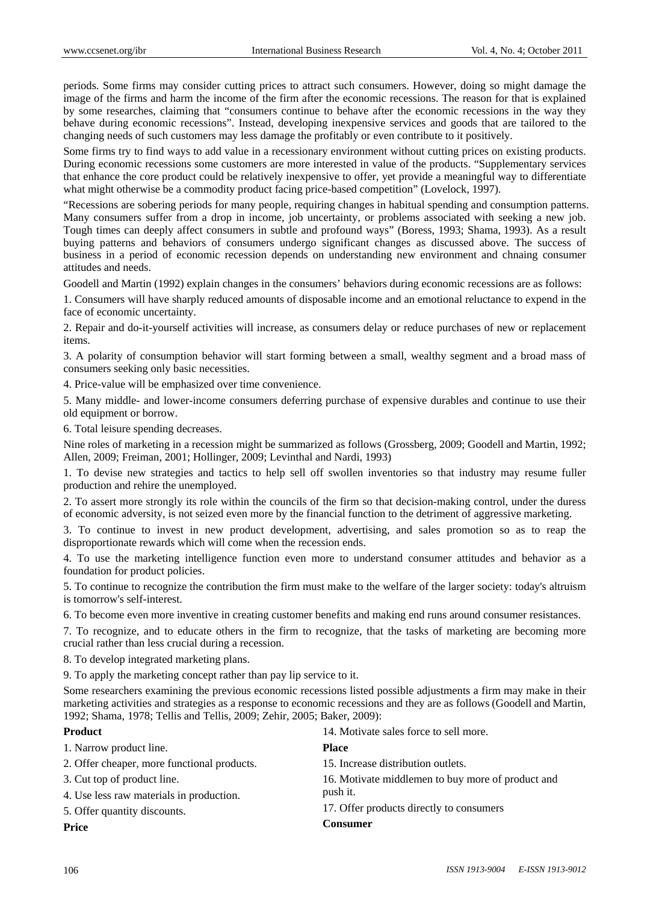periods. Some firms may consider cutting prices to attract such consumers. However, doing so might damage the image of the firms and harm the income of the firm after the economic recessions. The reason for that is explained by some researches, claiming that "consumers continue to behave after the economic recessions in the way they behave during economic recessions". Instead, developing inexpensive services and goods that are tailored to the changing needs of such customers may less damage the profitably or even contribute to it positively.

Some firms try to find ways to add value in a recessionary environment without cutting prices on existing products. During economic recessions some customers are more interested in value of the products. "Supplementary services that enhance the core product could be relatively inexpensive to offer, yet provide a meaningful way to differentiate what might otherwise be a commodity product facing price-based competition" (Lovelock, 1997).

"Recessions are sobering periods for many people, requiring changes in habitual spending and consumption patterns. Many consumers suffer from a drop in income, job uncertainty, or problems associated with seeking a new job. Tough times can deeply affect consumers in subtle and profound ways" (Boress, 1993; Shama, 1993). As a result buying patterns and behaviors of consumers undergo significant changes as discussed above. The success of business in a period of economic recession depends on understanding new environment and chnaing consumer attitudes and needs.

Goodell and Martin (1992) explain changes in the consumers' behaviors during economic recessions are as follows:

1. Consumers will have sharply reduced amounts of disposable income and an emotional reluctance to expend in the face of economic uncertainty.

2. Repair and do-it-yourself activities will increase, as consumers delay or reduce purchases of new or replacement items.

3. A polarity of consumption behavior will start forming between a small, wealthy segment and a broad mass of consumers seeking only basic necessities.

4. Price-value will be emphasized over time convenience.

5. Many middle- and lower-income consumers deferring purchase of expensive durables and continue to use their old equipment or borrow.

6. Total leisure spending decreases.

Nine roles of marketing in a recession might be summarized as follows (Grossberg, 2009; Goodell and Martin, 1992; Allen, 2009; Freiman, 2001; Hollinger, 2009; Levinthal and Nardi, 1993)

1. To devise new strategies and tactics to help sell off swollen inventories so that industry may resume fuller production and rehire the unemployed.

2. To assert more strongly its role within the councils of the firm so that decision-making control, under the duress of economic adversity, is not seized even more by the financial function to the detriment of aggressive marketing.

3. To continue to invest in new product development, advertising, and sales promotion so as to reap the disproportionate rewards which will come when the recession ends.

4. To use the marketing intelligence function even more to understand consumer attitudes and behavior as a foundation for product policies.

5. To continue to recognize the contribution the firm must make to the welfare of the larger society: today's altruism is tomorrow's self-interest.

6. To become even more inventive in creating customer benefits and making end runs around consumer resistances.

7. To recognize, and to educate others in the firm to recognize, that the tasks of marketing are becoming more crucial rather than less crucial during a recession.

8. To develop integrated marketing plans.

9. To apply the marketing concept rather than pay lip service to it.

Some researchers examining the previous economic recessions listed possible adjustments a firm may make in their marketing activities and strategies as a response to economic recessions and they are as follows (Goodell and Martin, 1992; Shama, 1978; Tellis and Tellis, 2009; Zehir, 2005; Baker, 2009):

**Product**

1. Narrow product line.

2. Offer cheaper, more functional products.

3. Cut top of product line.

4. Use less raw materials in production.

5. Offer quantity discounts.

**Price**

14. Motivate sales force to sell more.

**Place**

15. Increase distribution outlets.

16. Motivate middlemen to buy more of product and push it.

17. Offer products directly to consumers

**Consumer**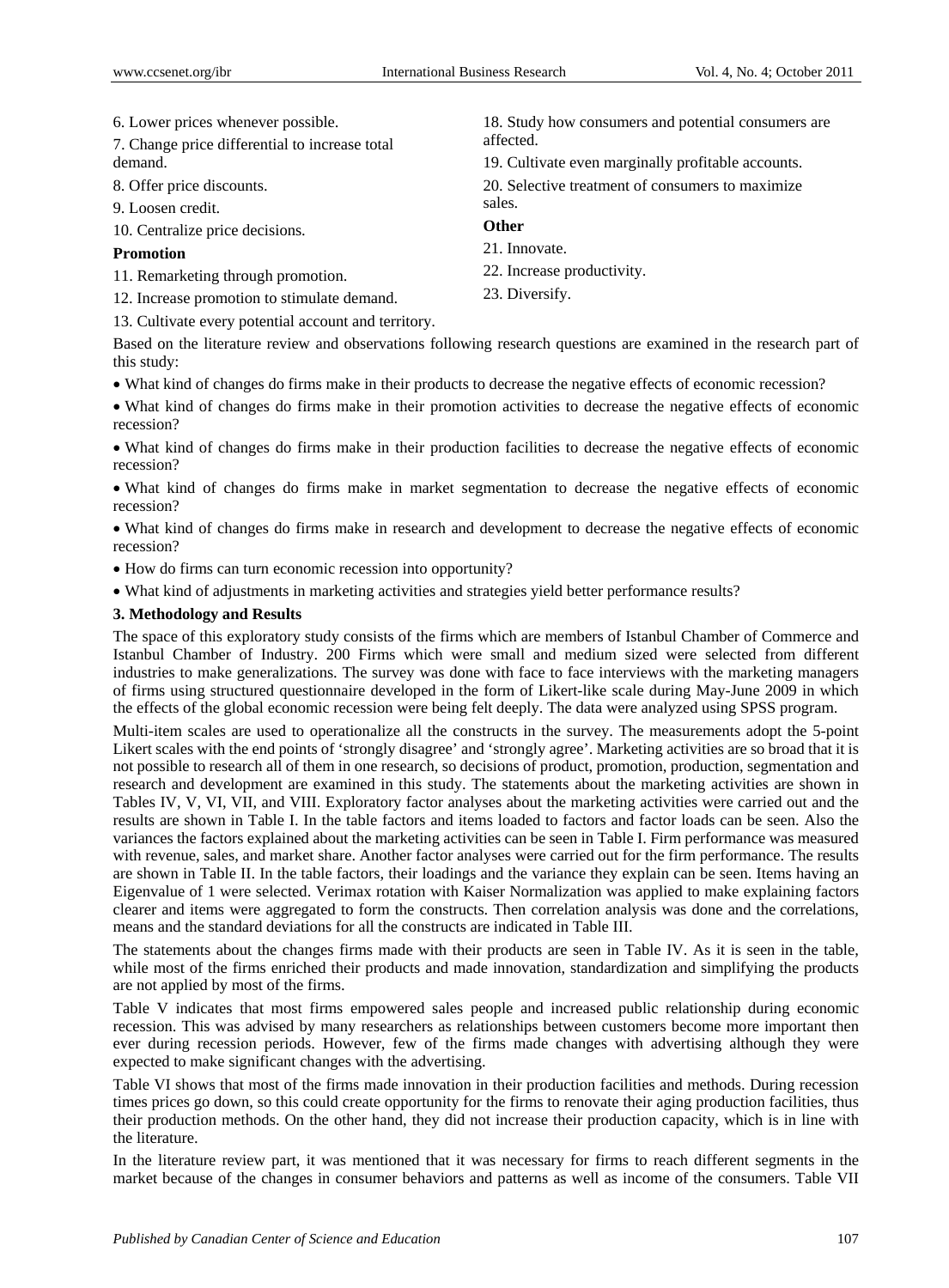6. Lower prices whenever possible.

7. Change price differential to increase total demand.

8. Offer price discounts.

9. Loosen credit.

10. Centralize price decisions.

**Promotion**

11. Remarketing through promotion.

12. Increase promotion to stimulate demand.

13. Cultivate every potential account and territory.

18. Study how consumers and potential consumers are affected.

19. Cultivate even marginally profitable accounts.

20. Selective treatment of consumers to maximize sales.

**Other**

21. Innovate.

22. Increase productivity.

23. Diversify.

Based on the literature review and observations following research questions are examined in the research part of this study:

- What kind of changes do firms make in their products to decrease the negative effects of economic recession?
- What kind of changes do firms make in their promotion activities to decrease the negative effects of economic recession?
- What kind of changes do firms make in their production facilities to decrease the negative effects of economic recession?
- What kind of changes do firms make in market segmentation to decrease the negative effects of economic recession?
- What kind of changes do firms make in research and development to decrease the negative effects of economic recession?
- How do firms can turn economic recession into opportunity?
- What kind of adjustments in marketing activities and strategies yield better performance results?

### 3. Methodology and Results

The space of this exploratory study consists of the firms which are members of Istanbul Chamber of Commerce and Istanbul Chamber of Industry. 200 Firms which were small and medium sized were selected from different industries to make generalizations. The survey was done with face to face interviews with the marketing managers of firms using structured questionnaire developed in the form of Likert-like scale during May-June 2009 in which the effects of the global economic recession were being felt deeply. The data were analyzed using SPSS program.

Multi-item scales are used to operationalize all the constructs in the survey. The measurements adopt the 5-point Likert scales with the end points of 'strongly disagree' and 'strongly agree'. Marketing activities are so broad that it is not possible to research all of them in one research, so decisions of product, promotion, production, segmentation and research and development are examined in this study. The statements about the marketing activities are shown in Tables IV, V, VI, VII, and VIII. Exploratory factor analyses about the marketing activities were carried out and the results are shown in Table I. In the table factors and items loaded to factors and factor loads can be seen. Also the variances the factors explained about the marketing activities can be seen in Table I. Firm performance was measured with revenue, sales, and market share. Another factor analyses were carried out for the firm performance. The results are shown in Table II. In the table factors, their loadings and the variance they explain can be seen. Items having an Eigenvalue of 1 were selected. Verimax rotation with Kaiser Normalization was applied to make explaining factors clearer and items were aggregated to form the constructs. Then correlation analysis was done and the correlations, means and the standard deviations for all the constructs are indicated in Table III.

The statements about the changes firms made with their products are seen in Table IV. As it is seen in the table, while most of the firms enriched their products and made innovation, standardization and simplifying the products are not applied by most of the firms.

Table V indicates that most firms empowered sales people and increased public relationship during economic recession. This was advised by many researchers as relationships between customers become more important then ever during recession periods. However, few of the firms made changes with advertising although they were expected to make significant changes with the advertising.

Table VI shows that most of the firms made innovation in their production facilities and methods. During recession times prices go down, so this could create opportunity for the firms to renovate their aging production facilities, thus their production methods. On the other hand, they did not increase their production capacity, which is in line with the literature.

In the literature review part, it was mentioned that it was necessary for firms to reach different segments in the market because of the changes in consumer behaviors and patterns as well as income of the consumers. Table VII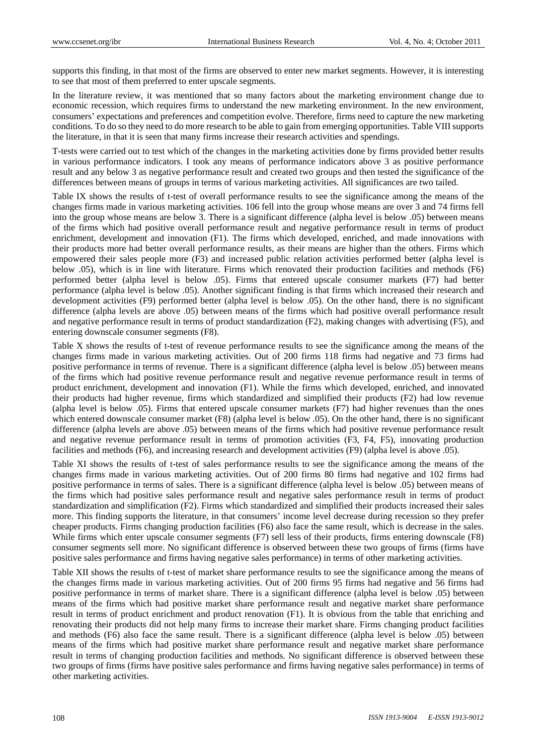supports this finding, in that most of the firms are observed to enter new market segments. However, it is interesting to see that most of them preferred to enter upscale segments.

In the literature review, it was mentioned that so many factors about the marketing environment change due to economic recession, which requires firms to understand the new marketing environment. In the new environment, consumers' expectations and preferences and competition evolve. Therefore, firms need to capture the new marketing conditions. To do so they need to do more research to be able to gain from emerging opportunities. Table VIII supports the literature, in that it is seen that many firms increase their research activities and spendings.

T-tests were carried out to test which of the changes in the marketing activities done by firms provided better results in various performance indicators. I took any means of performance indicators above 3 as positive performance result and any below 3 as negative performance result and created two groups and then tested the significance of the differences between means of groups in terms of various marketing activities. All significances are two tailed.

Table IX shows the results of t-test of overall performance results to see the significance among the means of the changes firms made in various marketing activities. 106 fell into the group whose means are over 3 and 74 firms fell into the group whose means are below 3. There is a significant difference (alpha level is below .05) between means of the firms which had positive overall performance result and negative performance result in terms of product enrichment, development and innovation (F1). The firms which developed, enriched, and made innovations with their products more had better overall performance results, as their means are higher than the others. Firms which empowered their sales people more (F3) and increased public relation activities performed better (alpha level is below .05), which is in line with literature. Firms which renovated their production facilities and methods (F6) performed better (alpha level is below .05). Firms that entered upscale consumer markets (F7) had better performance (alpha level is below .05). Another significant finding is that firms which increased their research and development activities (F9) performed better (alpha level is below .05). On the other hand, there is no significant difference (alpha levels are above .05) between means of the firms which had positive overall performance result and negative performance result in terms of product standardization (F2), making changes with advertising (F5), and entering downscale consumer segments (F8).

Table X shows the results of t-test of revenue performance results to see the significance among the means of the changes firms made in various marketing activities. Out of 200 firms 118 firms had negative and 73 firms had positive performance in terms of revenue. There is a significant difference (alpha level is below .05) between means of the firms which had positive revenue performance result and negative revenue performance result in terms of product enrichment, development and innovation (F1). While the firms which developed, enriched, and innovated their products had higher revenue, firms which standardized and simplified their products (F2) had low revenue (alpha level is below .05). Firms that entered upscale consumer markets (F7) had higher revenues than the ones which entered downscale consumer market (F8) (alpha level is below .05). On the other hand, there is no significant difference (alpha levels are above .05) between means of the firms which had positive revenue performance result and negative revenue performance result in terms of promotion activities (F3, F4, F5), innovating production facilities and methods (F6), and increasing research and development activities (F9) (alpha level is above .05).

Table XI shows the results of t-test of sales performance results to see the significance among the means of the changes firms made in various marketing activities. Out of 200 firms 80 firms had negative and 102 firms had positive performance in terms of sales. There is a significant difference (alpha level is below .05) between means of the firms which had positive sales performance result and negative sales performance result in terms of product standardization and simplification (F2). Firms which standardized and simplified their products increased their sales more. This finding supports the literature, in that consumers' income level decrease during recession so they prefer cheaper products. Firms changing production facilities (F6) also face the same result, which is decrease in the sales. While firms which enter upscale consumer segments (F7) sell less of their products, firms entering downscale (F8) consumer segments sell more. No significant difference is observed between these two groups of firms (firms have positive sales performance and firms having negative sales performance) in terms of other marketing activities.

Table XII shows the results of t-test of market share performance results to see the significance among the means of the changes firms made in various marketing activities. Out of 200 firms 95 firms had negative and 56 firms had positive performance in terms of market share. There is a significant difference (alpha level is below .05) between means of the firms which had positive market share performance result and negative market share performance result in terms of product enrichment and product renovation (F1). It is obvious from the table that enriching and renovating their products did not help many firms to increase their market share. Firms changing product facilities and methods (F6) also face the same result. There is a significant difference (alpha level is below .05) between means of the firms which had positive market share performance result and negative market share performance result in terms of changing production facilities and methods. No significant difference is observed between these two groups of firms (firms have positive sales performance and firms having negative sales performance) in terms of other marketing activities.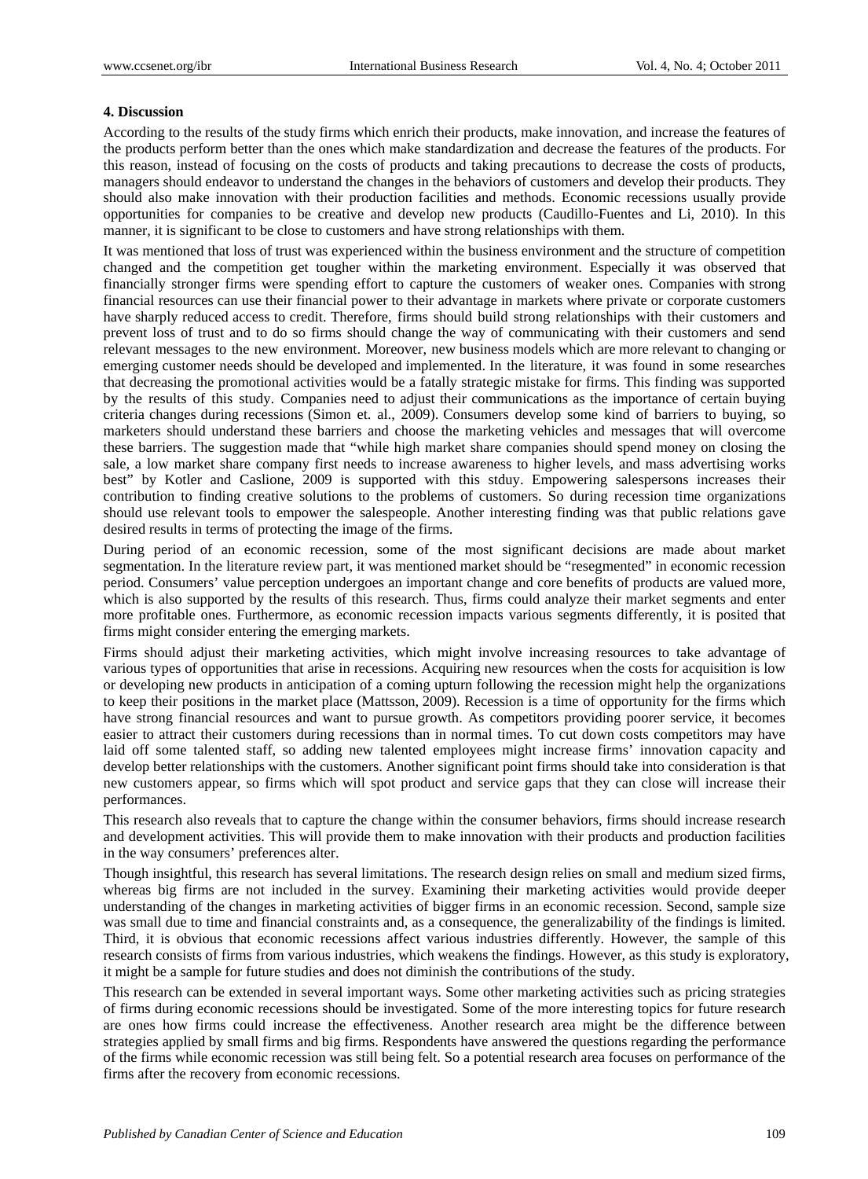## 4. Discussion

According to the results of the study firms which enrich their products, make innovation, and increase the features of the products perform better than the ones which make standardization and decrease the features of the products. For this reason, instead of focusing on the costs of products and taking precautions to decrease the costs of products, managers should endeavor to understand the changes in the behaviors of customers and develop their products. They should also make innovation with their production facilities and methods. Economic recessions usually provide opportunities for companies to be creative and develop new products (Caudillo-Fuentes and Li, 2010). In this manner, it is significant to be close to customers and have strong relationships with them.

It was mentioned that loss of trust was experienced within the business environment and the structure of competition changed and the competition get tougher within the marketing environment. Especially it was observed that financially stronger firms were spending effort to capture the customers of weaker ones. Companies with strong financial resources can use their financial power to their advantage in markets where private or corporate customers have sharply reduced access to credit. Therefore, firms should build strong relationships with their customers and prevent loss of trust and to do so firms should change the way of communicating with their customers and send relevant messages to the new environment. Moreover, new business models which are more relevant to changing or emerging customer needs should be developed and implemented. In the literature, it was found in some researches that decreasing the promotional activities would be a fatally strategic mistake for firms. This finding was supported by the results of this study. Companies need to adjust their communications as the importance of certain buying criteria changes during recessions (Simon et. al., 2009). Consumers develop some kind of barriers to buying, so marketers should understand these barriers and choose the marketing vehicles and messages that will overcome these barriers. The suggestion made that "while high market share companies should spend money on closing the sale, a low market share company first needs to increase awareness to higher levels, and mass advertising works best" by Kotler and Caslione, 2009 is supported with this stduy. Empowering salespersons increases their contribution to finding creative solutions to the problems of customers. So during recession time organizations should use relevant tools to empower the salespeople. Another interesting finding was that public relations gave desired results in terms of protecting the image of the firms.

During period of an economic recession, some of the most significant decisions are made about market segmentation. In the literature review part, it was mentioned market should be "resegmented" in economic recession period. Consumers' value perception undergoes an important change and core benefits of products are valued more, which is also supported by the results of this research. Thus, firms could analyze their market segments and enter more profitable ones. Furthermore, as economic recession impacts various segments differently, it is posited that firms might consider entering the emerging markets.

Firms should adjust their marketing activities, which might involve increasing resources to take advantage of various types of opportunities that arise in recessions. Acquiring new resources when the costs for acquisition is low or developing new products in anticipation of a coming upturn following the recession might help the organizations to keep their positions in the market place (Mattsson, 2009). Recession is a time of opportunity for the firms which have strong financial resources and want to pursue growth. As competitors providing poorer service, it becomes easier to attract their customers during recessions than in normal times. To cut down costs competitors may have laid off some talented staff, so adding new talented employees might increase firms' innovation capacity and develop better relationships with the customers. Another significant point firms should take into consideration is that new customers appear, so firms which will spot product and service gaps that they can close will increase their performances.

This research also reveals that to capture the change within the consumer behaviors, firms should increase research and development activities. This will provide them to make innovation with their products and production facilities in the way consumers' preferences alter.

Though insightful, this research has several limitations. The research design relies on small and medium sized firms, whereas big firms are not included in the survey. Examining their marketing activities would provide deeper understanding of the changes in marketing activities of bigger firms in an economic recession. Second, sample size was small due to time and financial constraints and, as a consequence, the generalizability of the findings is limited. Third, it is obvious that economic recessions affect various industries differently. However, the sample of this research consists of firms from various industries, which weakens the findings. However, as this study is exploratory, it might be a sample for future studies and does not diminish the contributions of the study.

This research can be extended in several important ways. Some other marketing activities such as pricing strategies of firms during economic recessions should be investigated. Some of the more interesting topics for future research are ones how firms could increase the effectiveness. Another research area might be the difference between strategies applied by small firms and big firms. Respondents have answered the questions regarding the performance of the firms while economic recession was still being felt. So a potential research area focuses on performance of the firms after the recovery from economic recessions.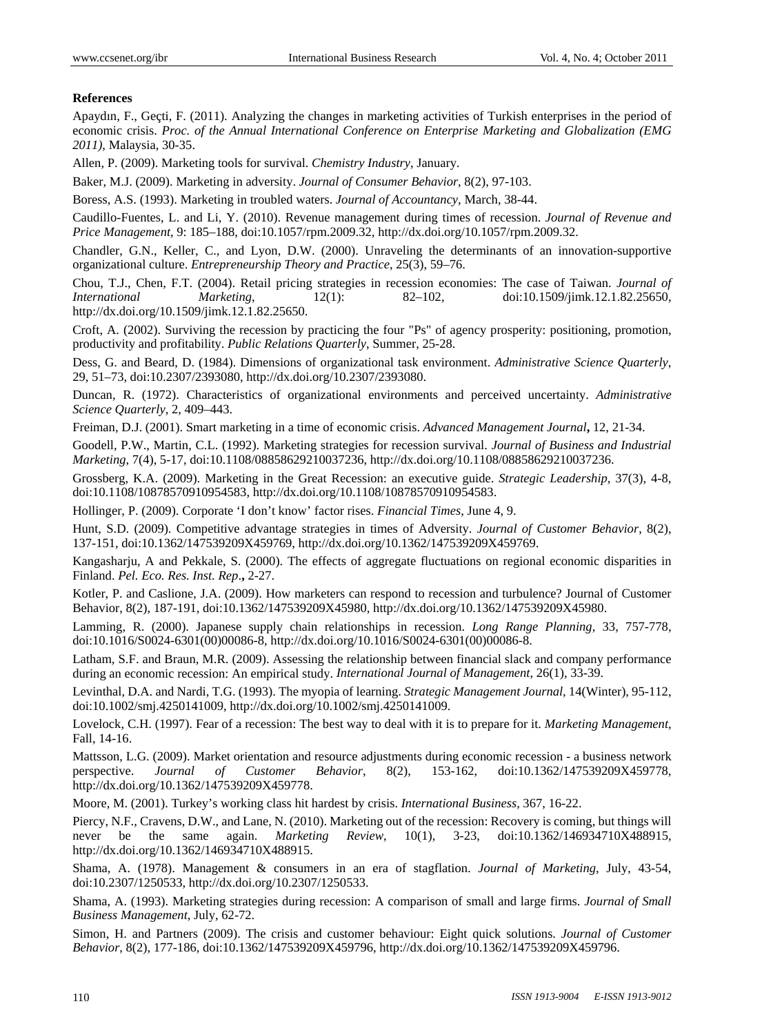**References**

Apaydın, F., Geçti, F. (2011). Analyzing the changes in marketing activities of Turkish enterprises in the period of economic crisis. *Proc. of the Annual International Conference on Enterprise Marketing and Globalization (EMG 2011)*, Malaysia, 30-35.

Allen, P. (2009). Marketing tools for survival. *Chemistry Industry*, January.

Baker, M.J. (2009). Marketing in adversity. *Journal of Consumer Behavior*, 8(2), 97-103.

Boress, A.S. (1993). Marketing in troubled waters. *Journal of Accountancy*, March, 38-44.

Caudillo-Fuentes, L. and Li, Y. (2010). Revenue management during times of recession. *Journal of Revenue and Price Management*, 9: 185–188, doi:10.1057/rpm.2009.32, http://dx.doi.org/10.1057/rpm.2009.32.

Chandler, G.N., Keller, C., and Lyon, D.W. (2000). Unraveling the determinants of an innovation-supportive organizational culture. *Entrepreneurship Theory and Practice*, 25(3), 59–76.

Chou, T.J., Chen, F.T. (2004). Retail pricing strategies in recession economies: The case of Taiwan. *Journal of International Marketing*, 12(1): 82–102, doi:10.1509/jimk.12.1.82.25650, http://dx.doi.org/10.1509/jimk.12.1.82.25650.

Croft, A. (2002). Surviving the recession by practicing the four "Ps" of agency prosperity: positioning, promotion, productivity and profitability. *Public Relations Quarterly*, Summer, 25-28.

Dess, G. and Beard, D. (1984). Dimensions of organizational task environment. *Administrative Science Quarterly*, 29, 51–73, doi:10.2307/2393080, http://dx.doi.org/10.2307/2393080.

Duncan, R. (1972). Characteristics of organizational environments and perceived uncertainty. *Administrative Science Quarterly*, 2, 409–443.

Freiman, D.J. (2001). Smart marketing in a time of economic crisis. *Advanced Management Journal***,** 12, 21-34.

Goodell, P.W., Martin, C.L. (1992). Marketing strategies for recession survival. *Journal of Business and Industrial Marketing*, 7(4), 5-17, doi:10.1108/08858629210037236, http://dx.doi.org/10.1108/08858629210037236.

Grossberg, K.A. (2009). Marketing in the Great Recession: an executive guide. *Strategic Leadership*, 37(3), 4-8, doi:10.1108/10878570910954583, http://dx.doi.org/10.1108/10878570910954583.

Hollinger, P. (2009). Corporate 'I don't know' factor rises. *Financial Times*, June 4, 9.

Hunt, S.D. (2009). Competitive advantage strategies in times of Adversity. *Journal of Customer Behavior*, 8(2), 137-151, doi:10.1362/147539209X459769, http://dx.doi.org/10.1362/147539209X459769.

Kangasharju, A and Pekkale, S. (2000). The effects of aggregate fluctuations on regional economic disparities in Finland. *Pel. Eco. Res. Inst. Rep*.**,** 2-27.

Kotler, P. and Caslione, J.A. (2009). How marketers can respond to recession and turbulence? Journal of Customer Behavior, 8(2), 187-191, doi:10.1362/147539209X45980, http://dx.doi.org/10.1362/147539209X45980.

Lamming, R. (2000). Japanese supply chain relationships in recession. *Long Range Planning*, 33, 757-778, doi:10.1016/S0024-6301(00)00086-8, http://dx.doi.org/10.1016/S0024-6301(00)00086-8.

Latham, S.F. and Braun, M.R. (2009). Assessing the relationship between financial slack and company performance during an economic recession: An empirical study. *International Journal of Management*, 26(1), 33-39.

Levinthal, D.A. and Nardi, T.G. (1993). The myopia of learning. *Strategic Management Journal*, 14(Winter), 95-112, doi:10.1002/smj.4250141009, http://dx.doi.org/10.1002/smj.4250141009.

Lovelock, C.H. (1997). Fear of a recession: The best way to deal with it is to prepare for it. *Marketing Management*, Fall, 14-16.

Mattsson, L.G. (2009). Market orientation and resource adjustments during economic recession - a business network perspective. *Journal of Customer Behavior*, 8(2), 153-162, doi:10.1362/147539209X459778, http://dx.doi.org/10.1362/147539209X459778.

Moore, M. (2001). Turkey's working class hit hardest by crisis. *International Business*, 367, 16-22.

Piercy, N.F., Cravens, D.W., and Lane, N. (2010). Marketing out of the recession: Recovery is coming, but things will never be the same again. *Marketing Review*, 10(1), 3-23, doi:10.1362/146934710X488915, http://dx.doi.org/10.1362/146934710X488915.

Shama, A. (1978). Management & consumers in an era of stagflation. *Journal of Marketing*, July, 43-54, doi:10.2307/1250533, http://dx.doi.org/10.2307/1250533.

Shama, A. (1993). Marketing strategies during recession: A comparison of small and large firms. *Journal of Small Business Management*, July, 62-72.

Simon, H. and Partners (2009). The crisis and customer behaviour: Eight quick solutions. *Journal of Customer Behavior*, 8(2), 177-186, doi:10.1362/147539209X459796, http://dx.doi.org/10.1362/147539209X459796.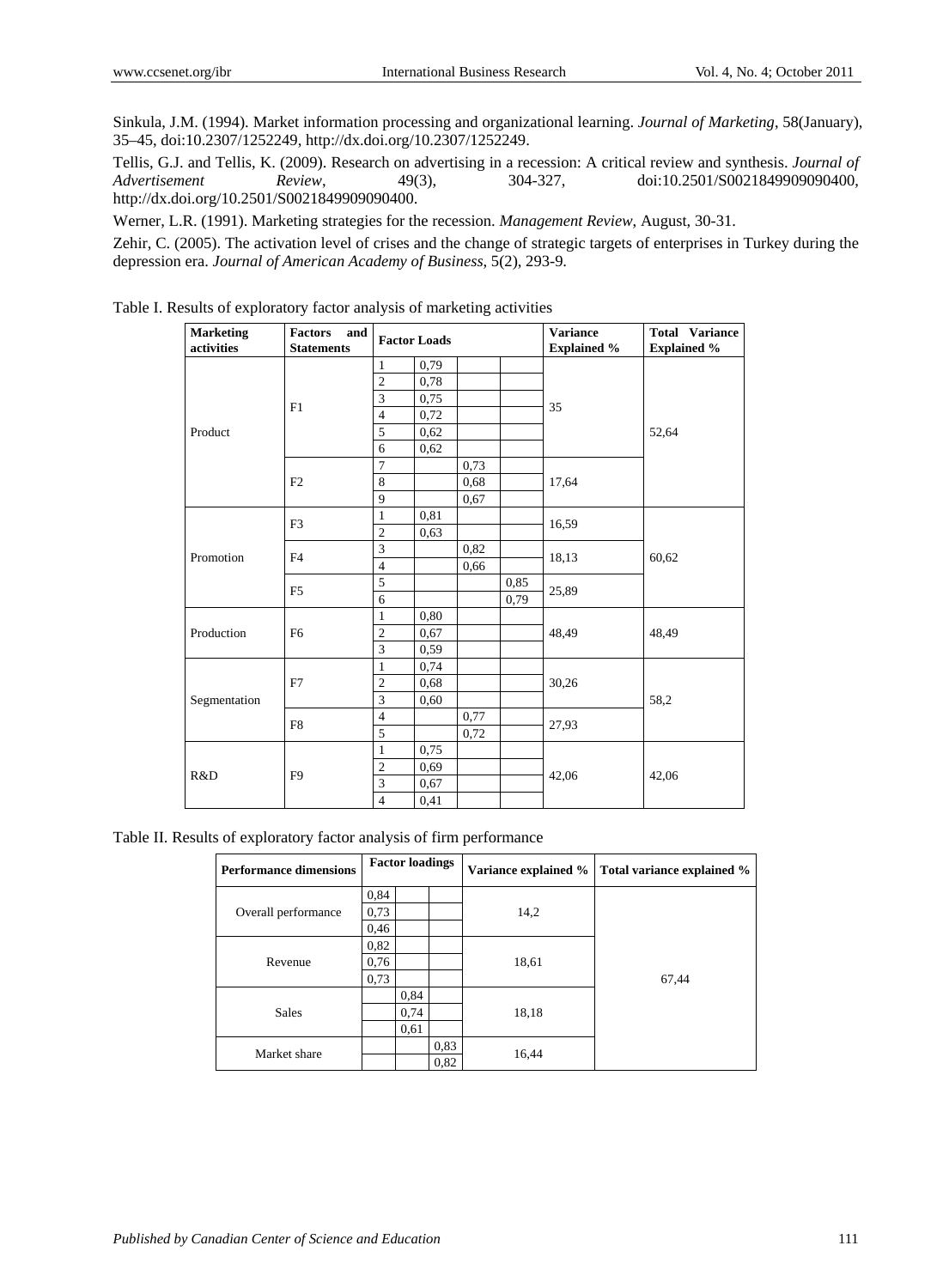Sinkula, J.M. (1994). Market information processing and organizational learning. *Journal of Marketing*, 58(January), 35–45, doi:10.2307/1252249, http://dx.doi.org/10.2307/1252249.

Tellis, G.J. and Tellis, K. (2009). Research on advertising in a recession: A critical review and synthesis. *Journal of Advertisement Review*, 49(3), 304-327, doi:10.2501/S0021849909090400, http://dx.doi.org/10.2501/S0021849909090400.

Werner, L.R. (1991). Marketing strategies for the recession. *Management Review*, August, 30-31.

Zehir, C. (2005). The activation level of crises and the change of strategic targets of enterprises in Turkey during the depression era. *Journal of American Academy of Business*, 5(2), 293-9.

Table I. Results of exploratory factor analysis of marketing activities

| Marketing activities | Factors and Statements | Factor Loads | | | | Variance Explained % | Total Variance Explained % |
|---|---|---|---|---|---|---|---|
| Product | F1 | 1 | 0,79 | | | 35 | 52,64 |
| | | 2 | 0,78 | | | | |
| | | 3 | 0,75 | | | | |
| | | 4 | 0,72 | | | | |
| | | 5 | 0,62 | | | | |
| | | 6 | 0,62 | | | | |
| | F2 | 7 | | 0,73 | | 17,64 | |
| | | 8 | | 0,68 | | | |
| | | 9 | | 0,67 | | | |
| Promotion | F3 | 1 | 0,81 | | | 16,59 | 60,62 |
| | | 2 | 0,63 | | | | |
| | F4 | 3 | | 0,82 | | 18,13 | |
| | | 4 | | 0,66 | | | |
| | F5 | 5 | | | 0,85 | 25,89 | |
| | | 6 | | | 0,79 | | |
| Production | F6 | 1 | 0,80 | | | 48,49 | 48,49 |
| | | 2 | 0,67 | | | | |
| | | 3 | 0,59 | | | | |
| Segmentation | F7 | 1 | 0,74 | | | 30,26 | 58,2 |
| | | 2 | 0,68 | | | | |
| | | 3 | 0,60 | | | | |
| | F8 | 4 | | 0,77 | | 27,93 | |
| | | 5 | | 0,72 | | | |
| R&D | F9 | 1 | 0,75 | | | 42,06 | 42,06 |
| | | 2 | 0,69 | | | | |
| | | 3 | 0,67 | | | | |
| | | 4 | 0,41 | | | | |

Table II. Results of exploratory factor analysis of firm performance

| Performance dimensions | Factor loadings | | | Variance explained % | Total variance explained % |
|---|---|---|---|---|---|
| Overall performance | 0,84 | | | 14,2 | 67,44 |
| | 0,73 | | | | |
| | 0,46 | | | | |
| Revenue | 0,82 | | | 18,61 | |
| | 0,76 | | | | |
| | 0,73 | | | | |
| Sales | | 0,84 | | 18,18 | |
| | | 0,74 | | | |
| | | 0,61 | | | |
| Market share | | | 0,83 | 16,44 | |
| | | | 0,82 | | |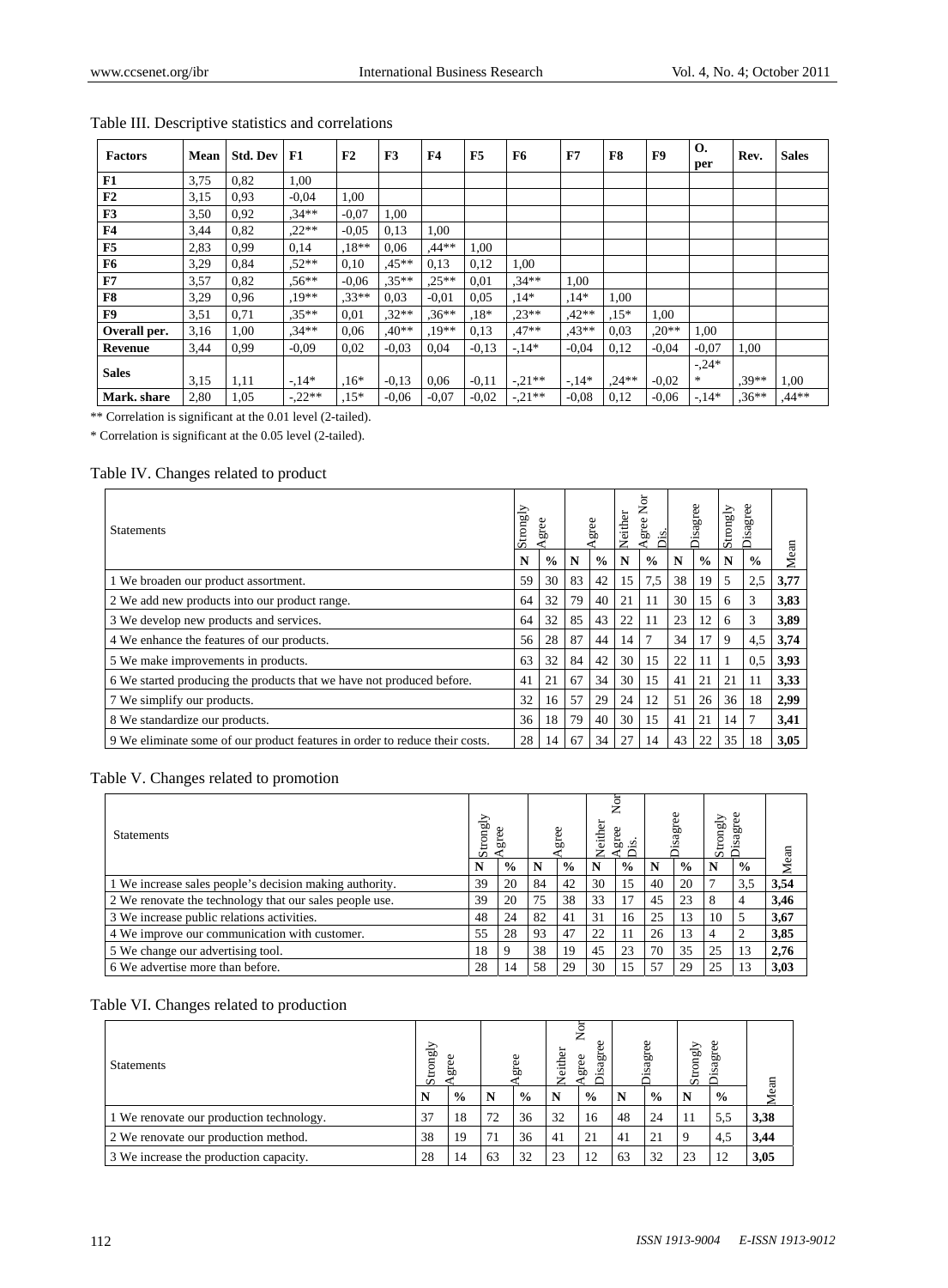Table III. Descriptive statistics and correlations

| Factors | Mean | Std. Dev | F1 | F2 | F3 | F4 | F5 | F6 | F7 | F8 | F9 | O. per | Rev. | Sales |
|---|---|---|---|---|---|---|---|---|---|---|---|---|---|---|
| **F1** | 3,75 | 0,82 | 1,00 | | | | | | | | | | | |
| **F2** | 3,15 | 0,93 | -0,04 | 1,00 | | | | | | | | | | |
| **F3** | 3,50 | 0,92 | ,34** | -0,07 | 1,00 | | | | | | | | | |
| **F4** | 3,44 | 0,82 | ,22** | -0,05 | 0,13 | 1,00 | | | | | | | | |
| **F5** | 2,83 | 0,99 | 0,14 | ,18** | 0,06 | ,44** | 1,00 | | | | | | | |
| **F6** | 3,29 | 0,84 | ,52** | 0,10 | ,45** | 0,13 | 0,12 | 1,00 | | | | | | |
| **F7** | 3,57 | 0,82 | ,56** | -0,06 | ,35** | ,25** | 0,01 | ,34** | 1,00 | | | | | |
| **F8** | 3,29 | 0,96 | ,19** | ,33** | 0,03 | -0,01 | 0,05 | ,14* | ,14* | 1,00 | | | | |
| **F9** | 3,51 | 0,71 | ,35** | 0,01 | ,32** | ,36** | ,18* | ,23** | ,42** | ,15* | 1,00 | | | |
| **Overall per.** | 3,16 | 1,00 | ,34** | 0,06 | ,40** | ,19** | 0,13 | ,47** | ,43** | 0,03 | ,20** | 1,00 | | |
| **Revenue** | 3,44 | 0,99 | -0,09 | 0,02 | -0,03 | 0,04 | -0,13 | -,14* | -0,04 | 0,12 | -0,04 | -0,07 | 1,00 | |
| **Sales** | 3,15 | 1,11 | -,14* | ,16* | -0,13 | 0,06 | -0,11 | -,21** | -,14* | ,24** | -0,02 | -,24* * | ,39** | 1,00 |
| **Mark. share** | 2,80 | 1,05 | -,22** | ,15* | -0,06 | -0,07 | -0,02 | -,21** | -0,08 | 0,12 | -0,06 | -,14* | ,36** | ,44** |

** Correlation is significant at the 0.01 level (2-tailed).

* Correlation is significant at the 0.05 level (2-tailed).

Table IV. Changes related to product

| Statements | Strongly Agree | | Agree | | Neither Agree Nor Dis. | | Disagree | | Strongly Disagree | | Mean |
|---|---|---|---|---|---|---|---|---|---|---|---|
| | N | % | N | % | N | % | N | % | N | % | |
| 1 We broaden our product assortment. | 59 | 30 | 83 | 42 | 15 | 7,5 | 38 | 19 | 5 | 2,5 | **3,77** |
| 2 We add new products into our product range. | 64 | 32 | 79 | 40 | 21 | 11 | 30 | 15 | 6 | 3 | **3,83** |
| 3 We develop new products and services. | 64 | 32 | 85 | 43 | 22 | 11 | 23 | 12 | 6 | 3 | **3,89** |
| 4 We enhance the features of our products. | 56 | 28 | 87 | 44 | 14 | 7 | 34 | 17 | 9 | 4,5 | **3,74** |
| 5 We make improvements in products. | 63 | 32 | 84 | 42 | 30 | 15 | 22 | 11 | 1 | 0,5 | **3,93** |
| 6 We started producing the products that we have not produced before. | 41 | 21 | 67 | 34 | 30 | 15 | 41 | 21 | 21 | 11 | **3,33** |
| 7 We simplify our products. | 32 | 16 | 57 | 29 | 24 | 12 | 51 | 26 | 36 | 18 | **2,99** |
| 8 We standardize our products. | 36 | 18 | 79 | 40 | 30 | 15 | 41 | 21 | 14 | 7 | **3,41** |
| 9 We eliminate some of our product features in order to reduce their costs. | 28 | 14 | 67 | 34 | 27 | 14 | 43 | 22 | 35 | 18 | **3,05** |

Table V. Changes related to promotion

| Statements | Strongly Agree | | Agree | | Neither Agree Nor Dis. | | Disagree | | Strongly Disagree | | Mean |
|---|---|---|---|---|---|---|---|---|---|---|---|
| | N | % | N | % | N | % | N | % | N | % | |
| 1 We increase sales people's decision making authority. | 39 | 20 | 84 | 42 | 30 | 15 | 40 | 20 | 7 | 3,5 | **3,54** |
| 2 We renovate the technology that our sales people use. | 39 | 20 | 75 | 38 | 33 | 17 | 45 | 23 | 8 | 4 | **3,46** |
| 3 We increase public relations activities. | 48 | 24 | 82 | 41 | 31 | 16 | 25 | 13 | 10 | 5 | **3,67** |
| 4 We improve our communication with customer. | 55 | 28 | 93 | 47 | 22 | 11 | 26 | 13 | 4 | 2 | **3,85** |
| 5 We change our advertising tool. | 18 | 9 | 38 | 19 | 45 | 23 | 70 | 35 | 25 | 13 | **2,76** |
| 6 We advertise more than before. | 28 | 14 | 58 | 29 | 30 | 15 | 57 | 29 | 25 | 13 | **3,03** |

Table VI. Changes related to production

| Statements | Strongly Agree | | Agree | | Neither Agree Nor Disagree | | Disagree | | Strongly Disagree | | Mean |
|---|---|---|---|---|---|---|---|---|---|---|---|
| | N | % | N | % | N | % | N | % | N | % | |
| 1 We renovate our production technology. | 37 | 18 | 72 | 36 | 32 | 16 | 48 | 24 | 11 | 5,5 | **3,38** |
| 2 We renovate our production method. | 38 | 19 | 71 | 36 | 41 | 21 | 41 | 21 | 9 | 4,5 | **3,44** |
| 3 We increase the production capacity. | 28 | 14 | 63 | 32 | 23 | 12 | 63 | 32 | 23 | 12 | **3,05** |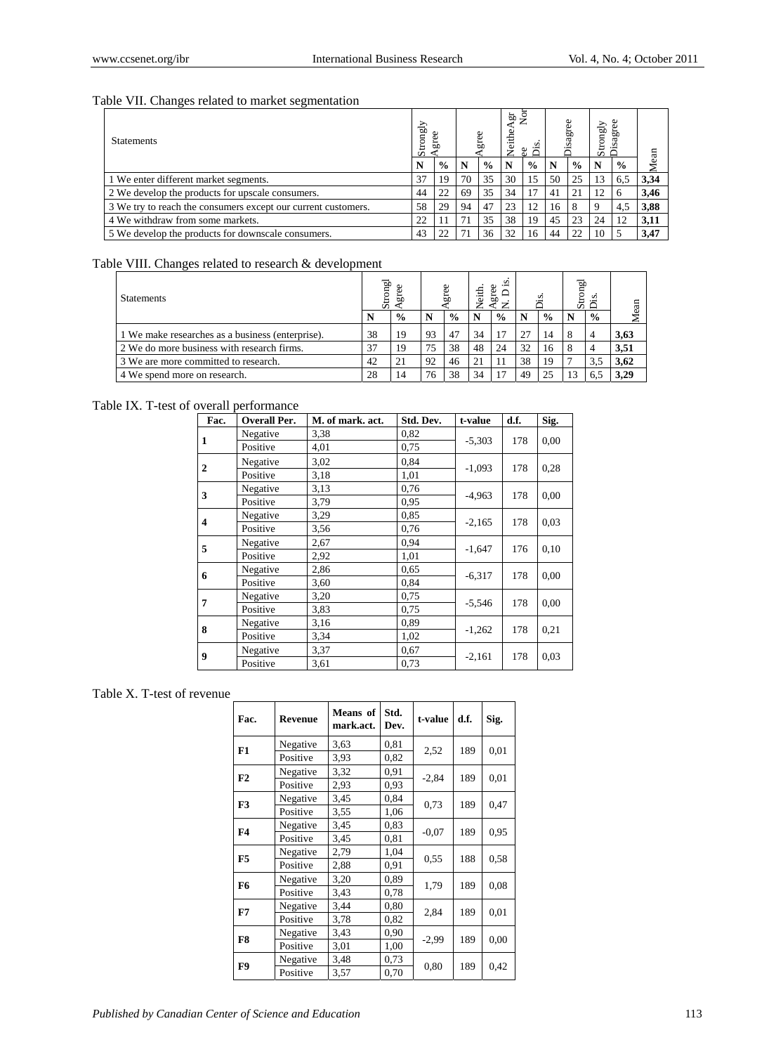Table VII. Changes related to market segmentation

| Statements | Strongly Agree | | Agree | | Neither Agree Nor Dis. | | Disagree | | Strongly Disagree | | Mean |
|---|---|---|---|---|---|---|---|---|---|---|---|
| | N | % | N | % | N | % | N | % | N | % | |
| 1 We enter different market segments. | 37 | 19 | 70 | 35 | 30 | 15 | 50 | 25 | 13 | 6,5 | **3,34** |
| 2 We develop the products for upscale consumers. | 44 | 22 | 69 | 35 | 34 | 17 | 41 | 21 | 12 | 6 | **3,46** |
| 3 We try to reach the consumers except our current customers. | 58 | 29 | 94 | 47 | 23 | 12 | 16 | 8 | 9 | 4,5 | **3,88** |
| 4 We withdraw from some markets. | 22 | 11 | 71 | 35 | 38 | 19 | 45 | 23 | 24 | 12 | **3,11** |
| 5 We develop the products for downscale consumers. | 43 | 22 | 71 | 36 | 32 | 16 | 44 | 22 | 10 | 5 | **3,47** |

Table VIII. Changes related to research & development

| Statements | Strongl Agree | | Agree | | Neith. Agree N. D is. | | Dis. | | Strongl Dis. | | Mean |
|---|---|---|---|---|---|---|---|---|---|---|---|
| | N | % | N | % | N | % | N | % | N | % | |
| 1 We make researches as a business (enterprise). | 38 | 19 | 93 | 47 | 34 | 17 | 27 | 14 | 8 | 4 | **3,63** |
| 2 We do more business with research firms. | 37 | 19 | 75 | 38 | 48 | 24 | 32 | 16 | 8 | 4 | **3,51** |
| 3 We are more committed to research. | 42 | 21 | 92 | 46 | 21 | 11 | 38 | 19 | 7 | 3,5 | **3,62** |
| 4 We spend more on research. | 28 | 14 | 76 | 38 | 34 | 17 | 49 | 25 | 13 | 6,5 | **3,29** |

Table IX. T-test of overall performance

| Fac. | Overall Per. | M. of mark. act. | Std. Dev. | t-value | d.f. | Sig. |
|---|---|---|---|---|---|---|
| **1** | Negative | 3,38 | 0,82 | -5,303 | 178 | 0,00 |
| | Positive | 4,01 | 0,75 | | | |
| **2** | Negative | 3,02 | 0,84 | -1,093 | 178 | 0,28 |
| | Positive | 3,18 | 1,01 | | | |
| **3** | Negative | 3,13 | 0,76 | -4,963 | 178 | 0,00 |
| | Positive | 3,79 | 0,95 | | | |
| **4** | Negative | 3,29 | 0,85 | -2,165 | 178 | 0,03 |
| | Positive | 3,56 | 0,76 | | | |
| **5** | Negative | 2,67 | 0,94 | -1,647 | 176 | 0,10 |
| | Positive | 2,92 | 1,01 | | | |
| **6** | Negative | 2,86 | 0,65 | -6,317 | 178 | 0,00 |
| | Positive | 3,60 | 0,84 | | | |
| **7** | Negative | 3,20 | 0,75 | -5,546 | 178 | 0,00 |
| | Positive | 3,83 | 0,75 | | | |
| **8** | Negative | 3,16 | 0,89 | -1,262 | 178 | 0,21 |
| | Positive | 3,34 | 1,02 | | | |
| **9** | Negative | 3,37 | 0,67 | -2,161 | 178 | 0,03 |
| | Positive | 3,61 | 0,73 | | | |

Table X. T-test of revenue

| Fac. | Revenue | Means of mark.act. | Std. Dev. | t-value | d.f. | Sig. |
|---|---|---|---|---|---|---|
| **F1** | Negative | 3,63 | 0,81 | 2,52 | 189 | 0,01 |
| | Positive | 3,93 | 0,82 | | | |
| **F2** | Negative | 3,32 | 0,91 | -2,84 | 189 | 0,01 |
| | Positive | 2,93 | 0,93 | | | |
| **F3** | Negative | 3,45 | 0,84 | 0,73 | 189 | 0,47 |
| | Positive | 3,55 | 1,06 | | | |
| **F4** | Negative | 3,45 | 0,83 | -0,07 | 189 | 0,95 |
| | Positive | 3,45 | 0,81 | | | |
| **F5** | Negative | 2,79 | 1,04 | 0,55 | 188 | 0,58 |
| | Positive | 2,88 | 0,91 | | | |
| **F6** | Negative | 3,20 | 0,89 | 1,79 | 189 | 0,08 |
| | Positive | 3,43 | 0,78 | | | |
| **F7** | Negative | 3,44 | 0,80 | 2,84 | 189 | 0,01 |
| | Positive | 3,78 | 0,82 | | | |
| **F8** | Negative | 3,43 | 0,90 | -2,99 | 189 | 0,00 |
| | Positive | 3,01 | 1,00 | | | |
| **F9** | Negative | 3,48 | 0,73 | 0,80 | 189 | 0,42 |
| | Positive | 3,57 | 0,70 | | | |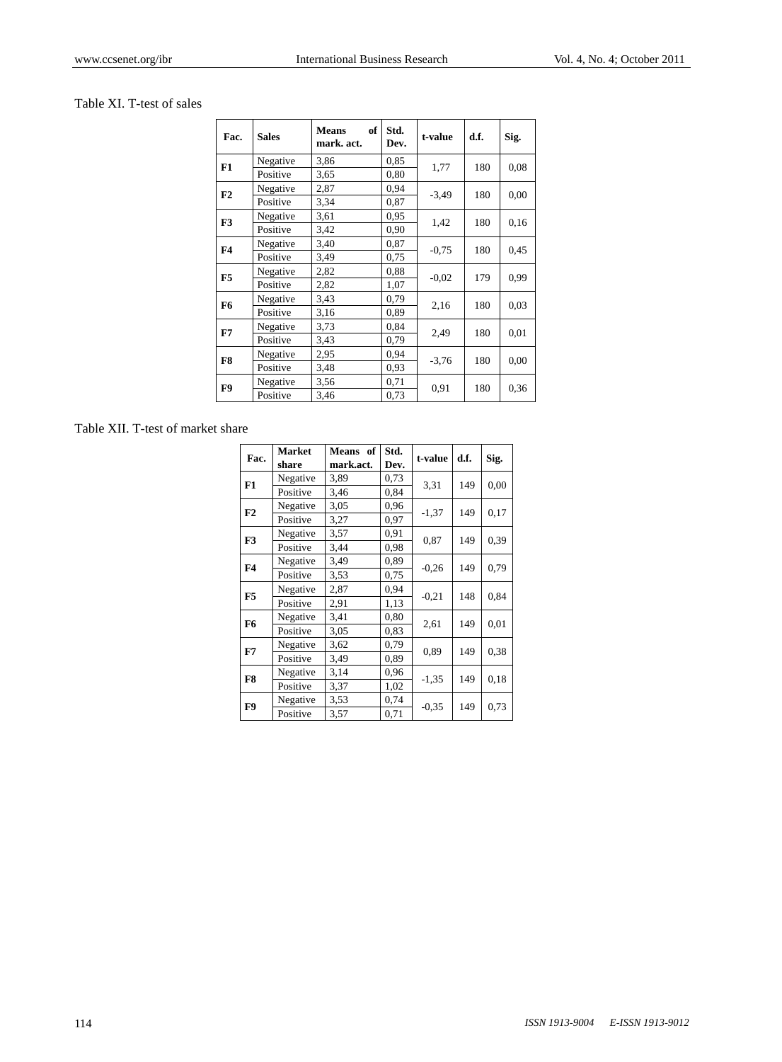Table XI. T-test of sales

| Fac. | Sales | Means of mark. act. | Std. Dev. | t-value | d.f. | Sig. |
|---|---|---|---|---|---|---|
| **F1** | Negative | 3,86 | 0,85 | 1,77 | 180 | 0,08 |
| | Positive | 3,65 | 0,80 | | | |
| **F2** | Negative | 2,87 | 0,94 | -3,49 | 180 | 0,00 |
| | Positive | 3,34 | 0,87 | | | |
| **F3** | Negative | 3,61 | 0,95 | 1,42 | 180 | 0,16 |
| | Positive | 3,42 | 0,90 | | | |
| **F4** | Negative | 3,40 | 0,87 | -0,75 | 180 | 0,45 |
| | Positive | 3,49 | 0,75 | | | |
| **F5** | Negative | 2,82 | 0,88 | -0,02 | 179 | 0,99 |
| | Positive | 2,82 | 1,07 | | | |
| **F6** | Negative | 3,43 | 0,79 | 2,16 | 180 | 0,03 |
| | Positive | 3,16 | 0,89 | | | |
| **F7** | Negative | 3,73 | 0,84 | 2,49 | 180 | 0,01 |
| | Positive | 3,43 | 0,79 | | | |
| **F8** | Negative | 2,95 | 0,94 | -3,76 | 180 | 0,00 |
| | Positive | 3,48 | 0,93 | | | |
| **F9** | Negative | 3,56 | 0,71 | 0,91 | 180 | 0,36 |
| | Positive | 3,46 | 0,73 | | | |

Table XII. T-test of market share

| Fac. | Market share | Means of mark.act. | Std. Dev. | t-value | d.f. | Sig. |
|---|---|---|---|---|---|---|
| **F1** | Negative | 3,89 | 0,73 | 3,31 | 149 | 0,00 |
| | Positive | 3,46 | 0,84 | | | |
| **F2** | Negative | 3,05 | 0,96 | -1,37 | 149 | 0,17 |
| | Positive | 3,27 | 0,97 | | | |
| **F3** | Negative | 3,57 | 0,91 | 0,87 | 149 | 0,39 |
| | Positive | 3,44 | 0,98 | | | |
| **F4** | Negative | 3,49 | 0,89 | -0,26 | 149 | 0,79 |
| | Positive | 3,53 | 0,75 | | | |
| **F5** | Negative | 2,87 | 0,94 | -0,21 | 148 | 0,84 |
| | Positive | 2,91 | 1,13 | | | |
| **F6** | Negative | 3,41 | 0,80 | 2,61 | 149 | 0,01 |
| | Positive | 3,05 | 0,83 | | | |
| **F7** | Negative | 3,62 | 0,79 | 0,89 | 149 | 0,38 |
| | Positive | 3,49 | 0,89 | | | |
| **F8** | Negative | 3,14 | 0,96 | -1,35 | 149 | 0,18 |
| | Positive | 3,37 | 1,02 | | | |
| **F9** | Negative | 3,53 | 0,74 | -0,35 | 149 | 0,73 |
| | Positive | 3,57 | 0,71 | | | |